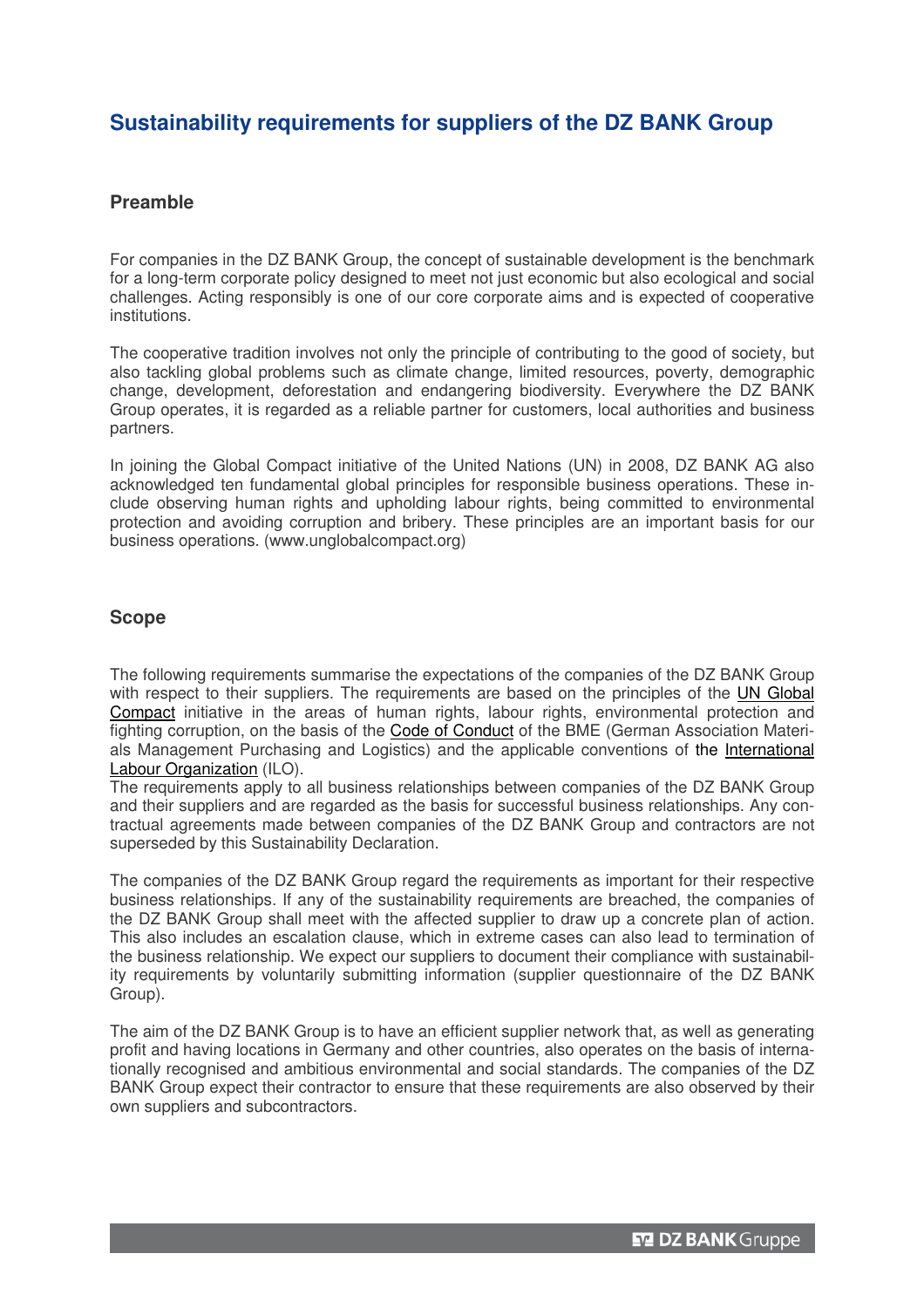# Sustainability requirements for suppliers of the DZ BANK Group

## Preamble

For companies in the DZ BANK Group, the concept of sustainable development is the benchmark for a long-term corporate policy designed to meet not just economic but also ecological and social challenges. Acting responsibly is one of our core corporate aims and is expected of cooperative institutions.

The cooperative tradition involves not only the principle of contributing to the good of society, but also tackling global problems such as climate change, limited resources, poverty, demographic change, development, deforestation and endangering biodiversity. Everywhere the DZ BANK Group operates, it is regarded as a reliable partner for customers, local authorities and business partners.

In joining the Global Compact initiative of the United Nations (UN) in 2008, DZ BANK AG also acknowledged ten fundamental global principles for responsible business operations. These include observing human rights and upholding labour rights, being committed to environmental protection and avoiding corruption and bribery. These principles are an important basis for our business operations. (www.unglobalcompact.org)

## Scope

The following requirements summarise the expectations of the companies of the DZ BANK Group with respect to their suppliers. The requirements are based on the principles of the UN Global Compact initiative in the areas of human rights, labour rights, environmental protection and fighting corruption, on the basis of the Code of Conduct of the BME (German Association Materials Management Purchasing and Logistics) and the applicable conventions of the International Labour Organization (ILO).

The requirements apply to all business relationships between companies of the DZ BANK Group and their suppliers and are regarded as the basis for successful business relationships. Any contractual agreements made between companies of the DZ BANK Group and contractors are not superseded by this Sustainability Declaration.

The companies of the DZ BANK Group regard the requirements as important for their respective business relationships. If any of the sustainability requirements are breached, the companies of the DZ BANK Group shall meet with the affected supplier to draw up a concrete plan of action. This also includes an escalation clause, which in extreme cases can also lead to termination of the business relationship. We expect our suppliers to document their compliance with sustainability requirements by voluntarily submitting information (supplier questionnaire of the DZ BANK Group).

The aim of the DZ BANK Group is to have an efficient supplier network that, as well as generating profit and having locations in Germany and other countries, also operates on the basis of internationally recognised and ambitious environmental and social standards. The companies of the DZ BANK Group expect their contractor to ensure that these requirements are also observed by their own suppliers and subcontractors.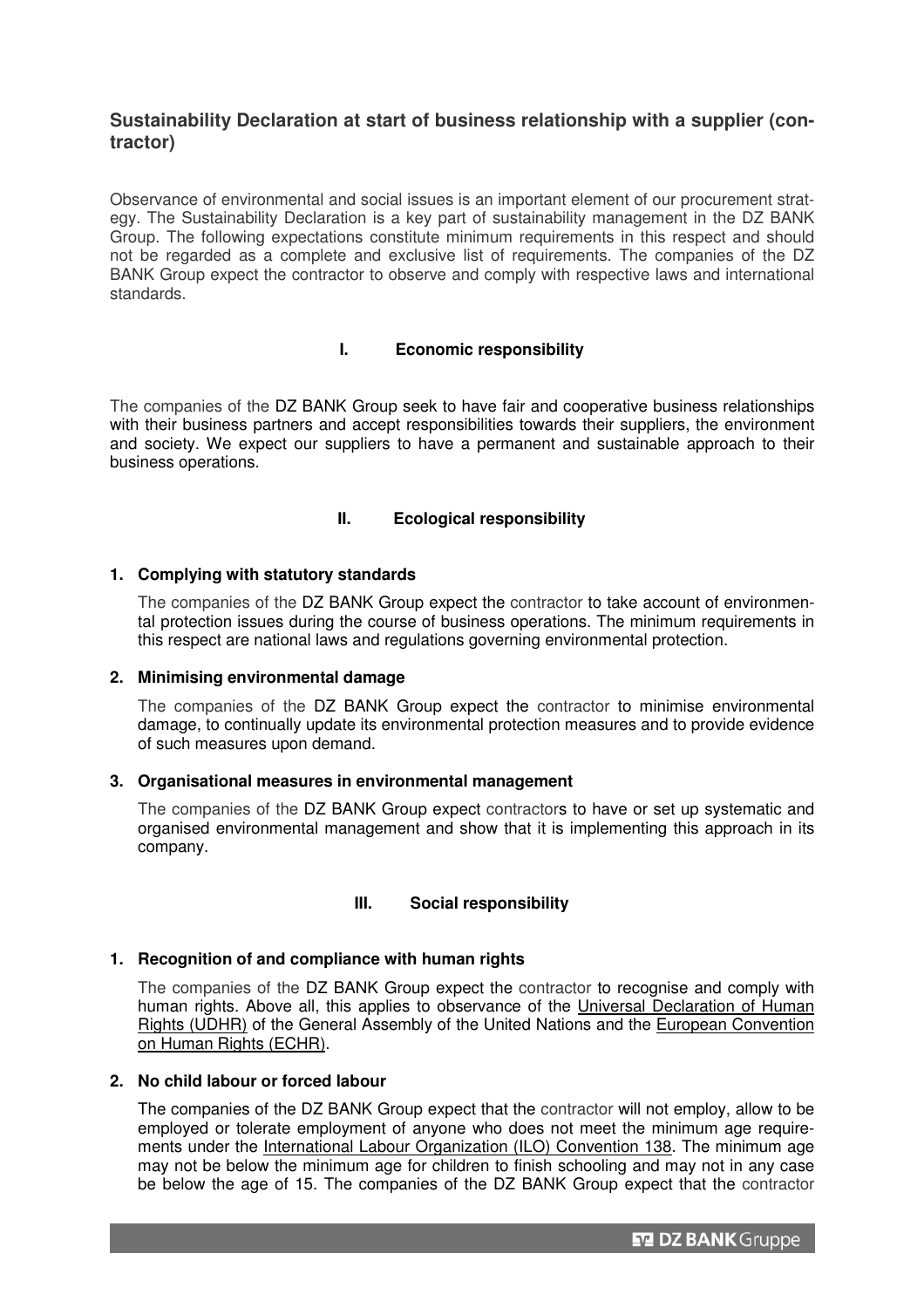## Sustainability Declaration at start of business relationship with a supplier (contractor)

Observance of environmental and social issues is an important element of our procurement strategy. The Sustainability Declaration is a key part of sustainability management in the DZ BANK Group. The following expectations constitute minimum requirements in this respect and should not be regarded as a complete and exclusive list of requirements. The companies of the DZ BANK Group expect the contractor to observe and comply with respective laws and international standards.

### I. Economic responsibility

The companies of the DZ BANK Group seek to have fair and cooperative business relationships with their business partners and accept responsibilities towards their suppliers, the environment and society. We expect our suppliers to have a permanent and sustainable approach to their business operations.

### II. Ecological responsibility

**1. Complying with statutory standards**

The companies of the DZ BANK Group expect the contractor to take account of environmental protection issues during the course of business operations. The minimum requirements in this respect are national laws and regulations governing environmental protection.

**2. Minimising environmental damage**

The companies of the DZ BANK Group expect the contractor to minimise environmental damage, to continually update its environmental protection measures and to provide evidence of such measures upon demand.

**3. Organisational measures in environmental management**

The companies of the DZ BANK Group expect contractors to have or set up systematic and organised environmental management and show that it is implementing this approach in its company.

### III. Social responsibility

**1. Recognition of and compliance with human rights**

The companies of the DZ BANK Group expect the contractor to recognise and comply with human rights. Above all, this applies to observance of the Universal Declaration of Human Rights (UDHR) of the General Assembly of the United Nations and the European Convention on Human Rights (ECHR).

**2. No child labour or forced labour**

The companies of the DZ BANK Group expect that the contractor will not employ, allow to be employed or tolerate employment of anyone who does not meet the minimum age requirements under the International Labour Organization (ILO) Convention 138. The minimum age may not be below the minimum age for children to finish schooling and may not in any case be below the age of 15. The companies of the DZ BANK Group expect that the contractor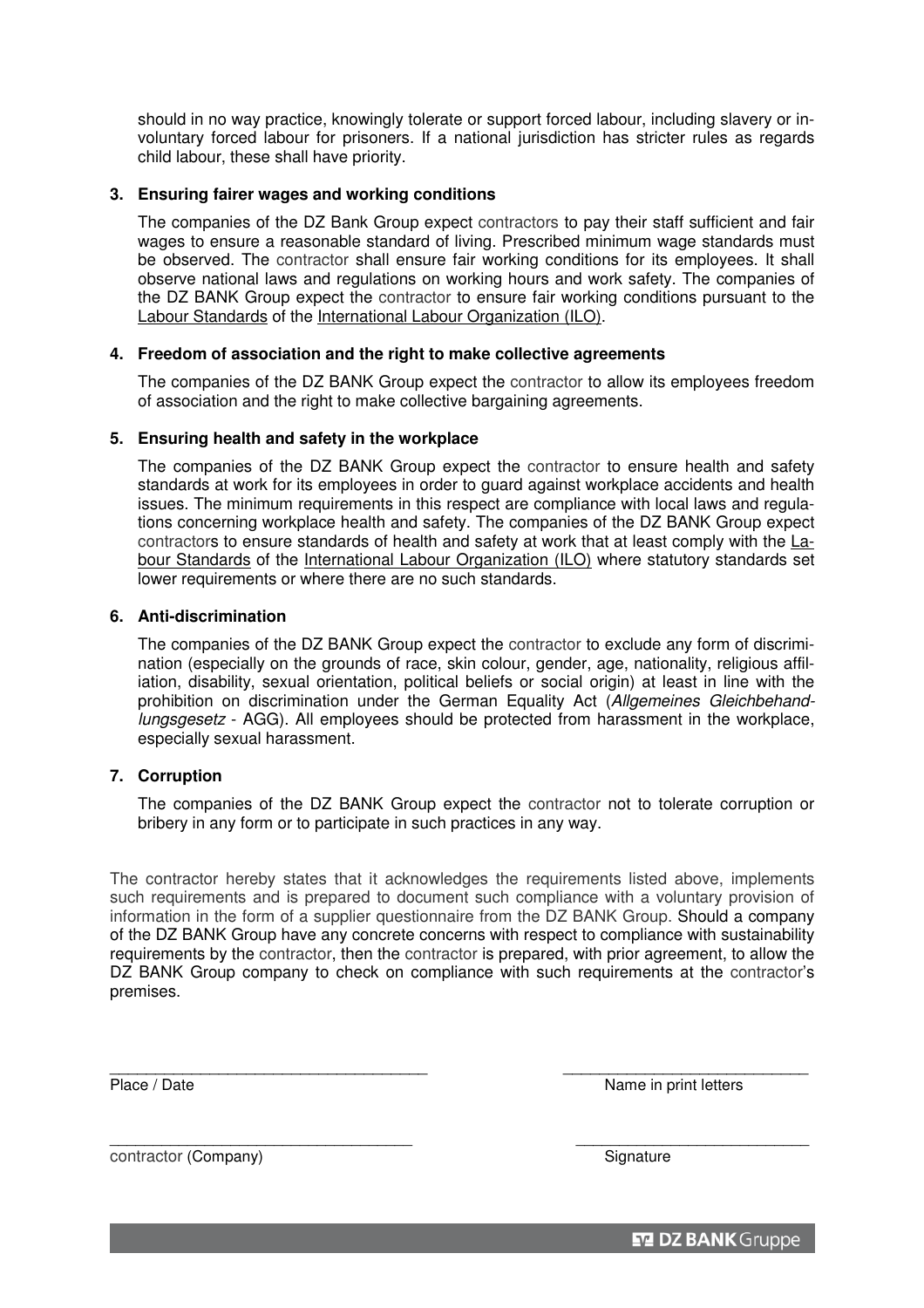should in no way practice, knowingly tolerate or support forced labour, including slavery or involuntary forced labour for prisoners. If a national jurisdiction has stricter rules as regards child labour, these shall have priority.

**3. Ensuring fairer wages and working conditions**

The companies of the DZ Bank Group expect contractors to pay their staff sufficient and fair wages to ensure a reasonable standard of living. Prescribed minimum wage standards must be observed. The contractor shall ensure fair working conditions for its employees. It shall observe national laws and regulations on working hours and work safety. The companies of the DZ BANK Group expect the contractor to ensure fair working conditions pursuant to the Labour Standards of the International Labour Organization (ILO).

**4. Freedom of association and the right to make collective agreements**

The companies of the DZ BANK Group expect the contractor to allow its employees freedom of association and the right to make collective bargaining agreements.

**5. Ensuring health and safety in the workplace**

The companies of the DZ BANK Group expect the contractor to ensure health and safety standards at work for its employees in order to guard against workplace accidents and health issues. The minimum requirements in this respect are compliance with local laws and regulations concerning workplace health and safety. The companies of the DZ BANK Group expect contractors to ensure standards of health and safety at work that at least comply with the Labour Standards of the International Labour Organization (ILO) where statutory standards set lower requirements or where there are no such standards.

**6. Anti-discrimination**

The companies of the DZ BANK Group expect the contractor to exclude any form of discrimination (especially on the grounds of race, skin colour, gender, age, nationality, religious affiliation, disability, sexual orientation, political beliefs or social origin) at least in line with the prohibition on discrimination under the German Equality Act (*Allgemeines Gleichbehandlungsgesetz* - AGG). All employees should be protected from harassment in the workplace, especially sexual harassment.

**7. Corruption**

The companies of the DZ BANK Group expect the contractor not to tolerate corruption or bribery in any form or to participate in such practices in any way.

The contractor hereby states that it acknowledges the requirements listed above, implements such requirements and is prepared to document such compliance with a voluntary provision of information in the form of a supplier questionnaire from the DZ BANK Group. Should a company of the DZ BANK Group have any concrete concerns with respect to compliance with sustainability requirements by the contractor, then the contractor is prepared, with prior agreement, to allow the DZ BANK Group company to check on compliance with such requirements at the contractor's premises.

_____________________________________ Place / Date

_____________________________ Name in print letters

___________________________________ contractor (Company)

___________________________ Signature